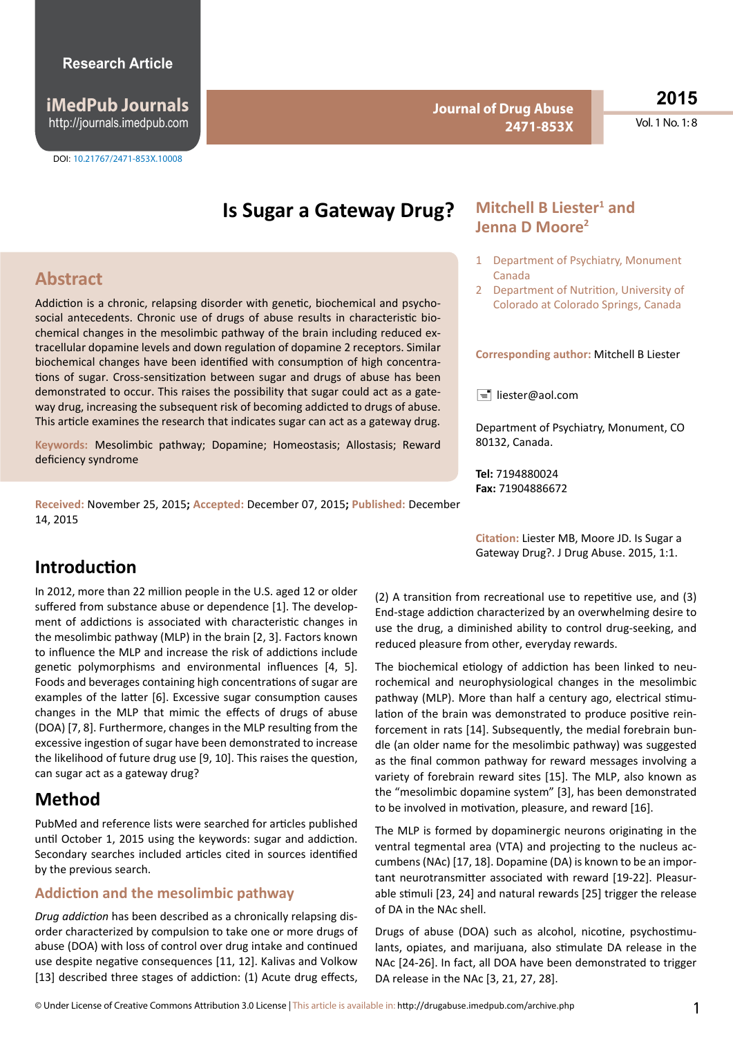Research Article

iMedPub Journals
http://journals.imedpub.com

DOI: 10.21767/2471-853X.10008

Journal of Drug Abuse
2471-853X

2015
Vol. 1 No. 1: 8

# Is Sugar a Gateway Drug?

**Mitchell B Liester[1] and Jenna D Moore[2]**

1 Department of Psychiatry, Monument Canada
2 Department of Nutrition, University of Colorado at Colorado Springs, Canada

**Corresponding author:** Mitchell B Liester

liester@aol.com

Department of Psychiatry, Monument, CO 80132, Canada.

**Tel:** 7194880024
**Fax:** 71904886672

**Citation:** Liester MB, Moore JD. Is Sugar a Gateway Drug?. J Drug Abuse. 2015, 1:1.

## Abstract

Addiction is a chronic, relapsing disorder with genetic, biochemical and psychosocial antecedents. Chronic use of drugs of abuse results in characteristic biochemical changes in the mesolimbic pathway of the brain including reduced extracellular dopamine levels and down regulation of dopamine 2 receptors. Similar biochemical changes have been identified with consumption of high concentrations of sugar. Cross-sensitization between sugar and drugs of abuse has been demonstrated to occur. This raises the possibility that sugar could act as a gateway drug, increasing the subsequent risk of becoming addicted to drugs of abuse. This article examines the research that indicates sugar can act as a gateway drug.

**Keywords:** Mesolimbic pathway; Dopamine; Homeostasis; Allostasis; Reward deficiency syndrome

**Received:** November 25, 2015; **Accepted:** December 07, 2015; **Published:** December 14, 2015

## Introduction

In 2012, more than 22 million people in the U.S. aged 12 or older suffered from substance abuse or dependence [1]. The development of addictions is associated with characteristic changes in the mesolimbic pathway (MLP) in the brain [2, 3]. Factors known to influence the MLP and increase the risk of addictions include genetic polymorphisms and environmental influences [4, 5]. Foods and beverages containing high concentrations of sugar are examples of the latter [6]. Excessive sugar consumption causes changes in the MLP that mimic the effects of drugs of abuse (DOA) [7, 8]. Furthermore, changes in the MLP resulting from the excessive ingestion of sugar have been demonstrated to increase the likelihood of future drug use [9, 10]. This raises the question, can sugar act as a gateway drug?

## Method

PubMed and reference lists were searched for articles published until October 1, 2015 using the keywords: sugar and addiction. Secondary searches included articles cited in sources identified by the previous search.

### Addiction and the mesolimbic pathway

*Drug addiction* has been described as a chronically relapsing disorder characterized by compulsion to take one or more drugs of abuse (DOA) with loss of control over drug intake and continued use despite negative consequences [11, 12]. Kalivas and Volkow [13] described three stages of addiction: (1) Acute drug effects, (2) A transition from recreational use to repetitive use, and (3) End-stage addiction characterized by an overwhelming desire to use the drug, a diminished ability to control drug-seeking, and reduced pleasure from other, everyday rewards.

The biochemical etiology of addiction has been linked to neurochemical and neurophysiological changes in the mesolimbic pathway (MLP). More than half a century ago, electrical stimulation of the brain was demonstrated to produce positive reinforcement in rats [14]. Subsequently, the medial forebrain bundle (an older name for the mesolimbic pathway) was suggested as the final common pathway for reward messages involving a variety of forebrain reward sites [15]. The MLP, also known as the "mesolimbic dopamine system" [3], has been demonstrated to be involved in motivation, pleasure, and reward [16].

The MLP is formed by dopaminergic neurons originating in the ventral tegmental area (VTA) and projecting to the nucleus accumbens (NAc) [17, 18]. Dopamine (DA) is known to be an important neurotransmitter associated with reward [19-22]. Pleasurable stimuli [23, 24] and natural rewards [25] trigger the release of DA in the NAc shell.

Drugs of abuse (DOA) such as alcohol, nicotine, psychostimulants, opiates, and marijuana, also stimulate DA release in the NAc [24-26]. In fact, all DOA have been demonstrated to trigger DA release in the NAc [3, 21, 27, 28].

© Under License of Creative Commons Attribution 3.0 License | This article is available in: http://drugabuse.imedpub.com/archive.php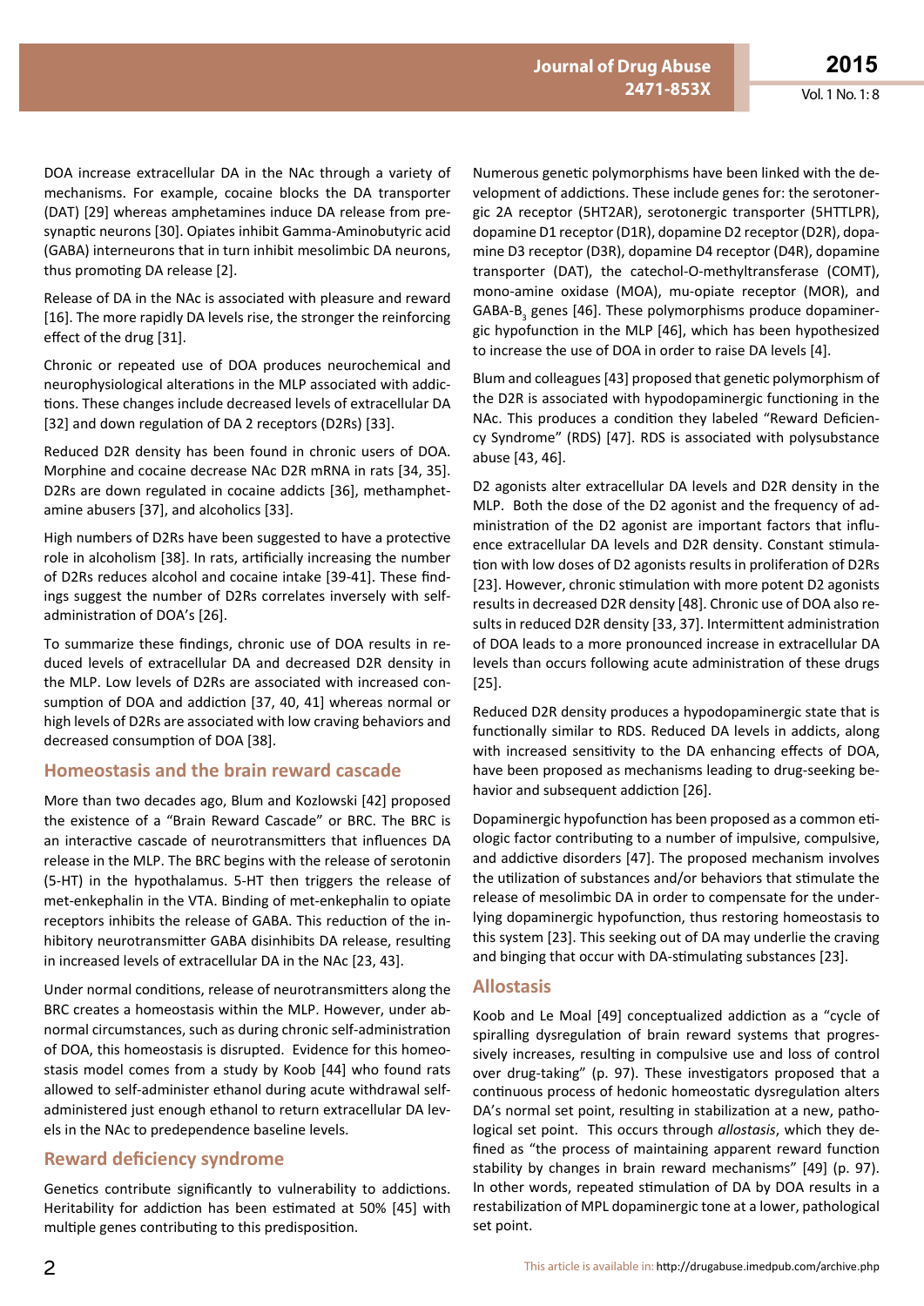DOA increase extracellular DA in the NAc through a variety of mechanisms. For example, cocaine blocks the DA transporter (DAT) [29] whereas amphetamines induce DA release from presynaptic neurons [30]. Opiates inhibit Gamma-Aminobutyric acid (GABA) interneurons that in turn inhibit mesolimbic DA neurons, thus promoting DA release [2].

Release of DA in the NAc is associated with pleasure and reward [16]. The more rapidly DA levels rise, the stronger the reinforcing effect of the drug [31].

Chronic or repeated use of DOA produces neurochemical and neurophysiological alterations in the MLP associated with addictions. These changes include decreased levels of extracellular DA [32] and down regulation of DA 2 receptors (D2Rs) [33].

Reduced D2R density has been found in chronic users of DOA. Morphine and cocaine decrease NAc D2R mRNA in rats [34, 35]. D2Rs are down regulated in cocaine addicts [36], methamphetamine abusers [37], and alcoholics [33].

High numbers of D2Rs have been suggested to have a protective role in alcoholism [38]. In rats, artificially increasing the number of D2Rs reduces alcohol and cocaine intake [39-41]. These findings suggest the number of D2Rs correlates inversely with self-administration of DOA's [26].

To summarize these findings, chronic use of DOA results in reduced levels of extracellular DA and decreased D2R density in the MLP. Low levels of D2Rs are associated with increased consumption of DOA and addiction [37, 40, 41] whereas normal or high levels of D2Rs are associated with low craving behaviors and decreased consumption of DOA [38].

## Homeostasis and the brain reward cascade

More than two decades ago, Blum and Kozlowski [42] proposed the existence of a "Brain Reward Cascade" or BRC. The BRC is an interactive cascade of neurotransmitters that influences DA release in the MLP. The BRC begins with the release of serotonin (5-HT) in the hypothalamus. 5-HT then triggers the release of met-enkephalin in the VTA. Binding of met-enkephalin to opiate receptors inhibits the release of GABA. This reduction of the inhibitory neurotransmitter GABA disinhibits DA release, resulting in increased levels of extracellular DA in the NAc [23, 43].

Under normal conditions, release of neurotransmitters along the BRC creates a homeostasis within the MLP. However, under abnormal circumstances, such as during chronic self-administration of DOA, this homeostasis is disrupted. Evidence for this homeostasis model comes from a study by Koob [44] who found rats allowed to self-administer ethanol during acute withdrawal self-administered just enough ethanol to return extracellular DA levels in the NAc to predependence baseline levels.

## Reward deficiency syndrome

Genetics contribute significantly to vulnerability to addictions. Heritability for addiction has been estimated at 50% [45] with multiple genes contributing to this predisposition.

Numerous genetic polymorphisms have been linked with the development of addictions. These include genes for: the serotonergic 2A receptor (5HT2AR), serotonergic transporter (5HTTLPR), dopamine D1 receptor (D1R), dopamine D2 receptor (D2R), dopamine D3 receptor (D3R), dopamine D4 receptor (D4R), dopamine transporter (DAT), the catechol-O-methyltransferase (COMT), mono-amine oxidase (MOA), mu-opiate receptor (MOR), and GABA-$B_3$ genes [46]. These polymorphisms produce dopaminergic hypofunction in the MLP [46], which has been hypothesized to increase the use of DOA in order to raise DA levels [4].

Blum and colleagues [43] proposed that genetic polymorphism of the D2R is associated with hypodopaminergic functioning in the NAc. This produces a condition they labeled "Reward Deficiency Syndrome" (RDS) [47]. RDS is associated with polysubstance abuse [43, 46].

D2 agonists alter extracellular DA levels and D2R density in the MLP. Both the dose of the D2 agonist and the frequency of administration of the D2 agonist are important factors that influence extracellular DA levels and D2R density. Constant stimulation with low doses of D2 agonists results in proliferation of D2Rs [23]. However, chronic stimulation with more potent D2 agonists results in decreased D2R density [48]. Chronic use of DOA also results in reduced D2R density [33, 37]. Intermittent administration of DOA leads to a more pronounced increase in extracellular DA levels than occurs following acute administration of these drugs [25].

Reduced D2R density produces a hypodopaminergic state that is functionally similar to RDS. Reduced DA levels in addicts, along with increased sensitivity to the DA enhancing effects of DOA, have been proposed as mechanisms leading to drug-seeking behavior and subsequent addiction [26].

Dopaminergic hypofunction has been proposed as a common etiologic factor contributing to a number of impulsive, compulsive, and addictive disorders [47]. The proposed mechanism involves the utilization of substances and/or behaviors that stimulate the release of mesolimbic DA in order to compensate for the underlying dopaminergic hypofunction, thus restoring homeostasis to this system [23]. This seeking out of DA may underlie the craving and binging that occur with DA-stimulating substances [23].

## Allostasis

Koob and Le Moal [49] conceptualized addiction as a "cycle of spiralling dysregulation of brain reward systems that progressively increases, resulting in compulsive use and loss of control over drug-taking" (p. 97). These investigators proposed that a continuous process of hedonic homeostatic dysregulation alters DA's normal set point, resulting in stabilization at a new, pathological set point. This occurs through *allostasis*, which they defined as "the process of maintaining apparent reward function stability by changes in brain reward mechanisms" [49] (p. 97). In other words, repeated stimulation of DA by DOA results in a restabilization of MPL dopaminergic tone at a lower, pathological set point.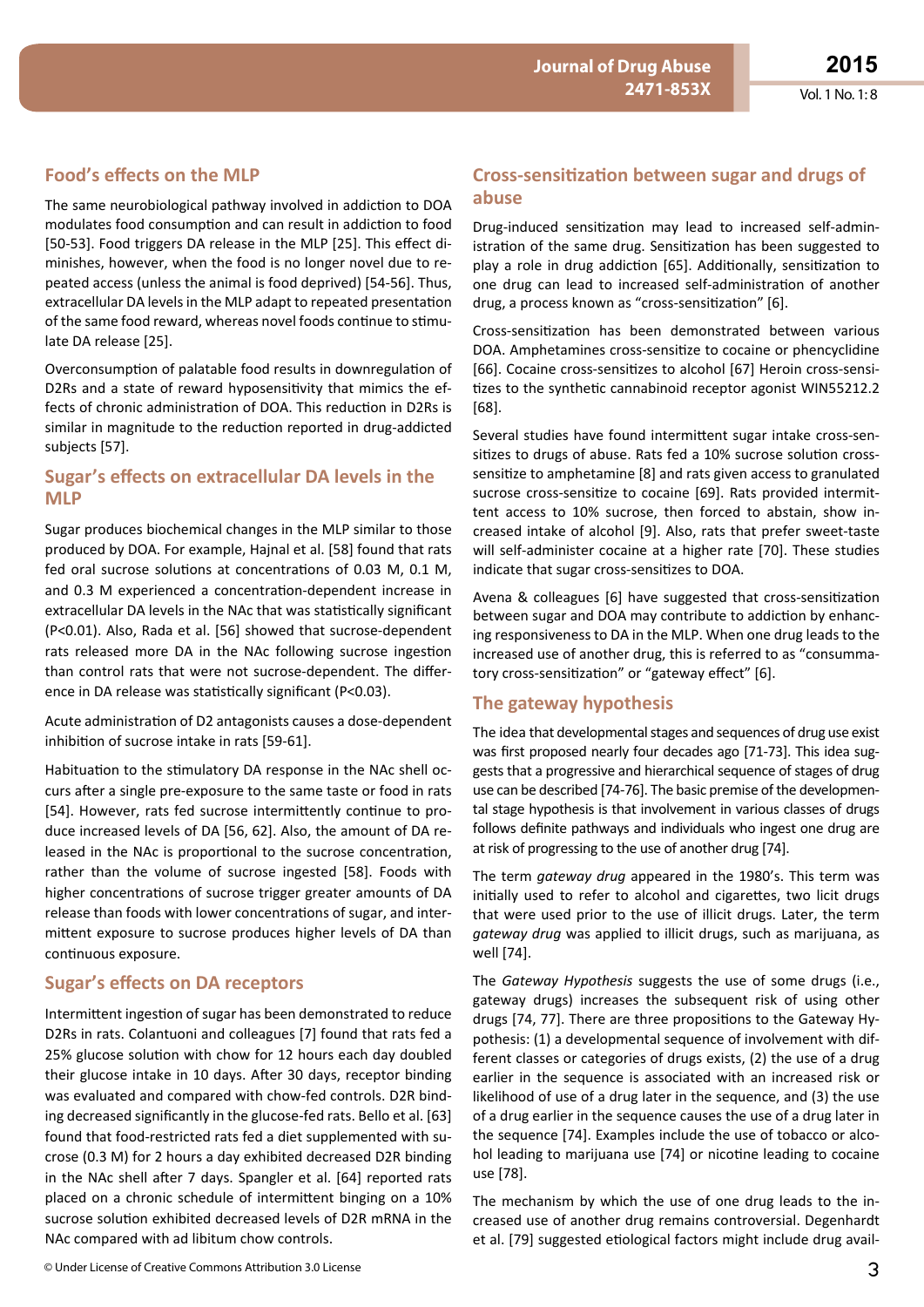## Food's effects on the MLP

The same neurobiological pathway involved in addiction to DOA modulates food consumption and can result in addiction to food [50-53]. Food triggers DA release in the MLP [25]. This effect diminishes, however, when the food is no longer novel due to repeated access (unless the animal is food deprived) [54-56]. Thus, extracellular DA levels in the MLP adapt to repeated presentation of the same food reward, whereas novel foods continue to stimulate DA release [25].

Overconsumption of palatable food results in downregulation of D2Rs and a state of reward hyposensitivity that mimics the effects of chronic administration of DOA. This reduction in D2Rs is similar in magnitude to the reduction reported in drug-addicted subjects [57].

## Sugar's effects on extracellular DA levels in the MLP

Sugar produces biochemical changes in the MLP similar to those produced by DOA. For example, Hajnal et al. [58] found that rats fed oral sucrose solutions at concentrations of 0.03 M, 0.1 M, and 0.3 M experienced a concentration-dependent increase in extracellular DA levels in the NAc that was statistically significant ($P<0.01$). Also, Rada et al. [56] showed that sucrose-dependent rats released more DA in the NAc following sucrose ingestion than control rats that were not sucrose-dependent. The difference in DA release was statistically significant ($P<0.03$).

Acute administration of D2 antagonists causes a dose-dependent inhibition of sucrose intake in rats [59-61].

Habituation to the stimulatory DA response in the NAc shell occurs after a single pre-exposure to the same taste or food in rats [54]. However, rats fed sucrose intermittently continue to produce increased levels of DA [56, 62]. Also, the amount of DA released in the NAc is proportional to the sucrose concentration, rather than the volume of sucrose ingested [58]. Foods with higher concentrations of sucrose trigger greater amounts of DA release than foods with lower concentrations of sugar, and intermittent exposure to sucrose produces higher levels of DA than continuous exposure.

## Sugar's effects on DA receptors

Intermittent ingestion of sugar has been demonstrated to reduce D2Rs in rats. Colantuoni and colleagues [7] found that rats fed a 25% glucose solution with chow for 12 hours each day doubled their glucose intake in 10 days. After 30 days, receptor binding was evaluated and compared with chow-fed controls. D2R binding decreased significantly in the glucose-fed rats. Bello et al. [63] found that food-restricted rats fed a diet supplemented with sucrose (0.3 M) for 2 hours a day exhibited decreased D2R binding in the NAc shell after 7 days. Spangler et al. [64] reported rats placed on a chronic schedule of intermittent binging on a 10% sucrose solution exhibited decreased levels of D2R mRNA in the NAc compared with ad libitum chow controls.

## Cross-sensitization between sugar and drugs of abuse

Drug-induced sensitization may lead to increased self-administration of the same drug. Sensitization has been suggested to play a role in drug addiction [65]. Additionally, sensitization to one drug can lead to increased self-administration of another drug, a process known as "cross-sensitization" [6].

Cross-sensitization has been demonstrated between various DOA. Amphetamines cross-sensitize to cocaine or phencyclidine [66]. Cocaine cross-sensitizes to alcohol [67] Heroin cross-sensitizes to the synthetic cannabinoid receptor agonist WIN55212.2 [68].

Several studies have found intermittent sugar intake cross-sensitizes to drugs of abuse. Rats fed a 10% sucrose solution cross-sensitize to amphetamine [8] and rats given access to granulated sucrose cross-sensitize to cocaine [69]. Rats provided intermittent access to 10% sucrose, then forced to abstain, show increased intake of alcohol [9]. Also, rats that prefer sweet-taste will self-administer cocaine at a higher rate [70]. These studies indicate that sugar cross-sensitizes to DOA.

Avena & colleagues [6] have suggested that cross-sensitization between sugar and DOA may contribute to addiction by enhancing responsiveness to DA in the MLP. When one drug leads to the increased use of another drug, this is referred to as "consummatory cross-sensitization" or "gateway effect" [6].

## The gateway hypothesis

The idea that developmental stages and sequences of drug use exist was first proposed nearly four decades ago [71-73]. This idea suggests that a progressive and hierarchical sequence of stages of drug use can be described [74-76]. The basic premise of the developmental stage hypothesis is that involvement in various classes of drugs follows definite pathways and individuals who ingest one drug are at risk of progressing to the use of another drug [74].

The term *gateway drug* appeared in the 1980's. This term was initially used to refer to alcohol and cigarettes, two licit drugs that were used prior to the use of illicit drugs. Later, the term *gateway drug* was applied to illicit drugs, such as marijuana, as well [74].

The *Gateway Hypothesis* suggests the use of some drugs (i.e., gateway drugs) increases the subsequent risk of using other drugs [74, 77]. There are three propositions to the Gateway Hypothesis: (1) a developmental sequence of involvement with different classes or categories of drugs exists, (2) the use of a drug earlier in the sequence is associated with an increased risk or likelihood of use of a drug later in the sequence, and (3) the use of a drug earlier in the sequence causes the use of a drug later in the sequence [74]. Examples include the use of tobacco or alcohol leading to marijuana use [74] or nicotine leading to cocaine use [78].

The mechanism by which the use of one drug leads to the increased use of another drug remains controversial. Degenhardt et al. [79] suggested etiological factors might include drug avail-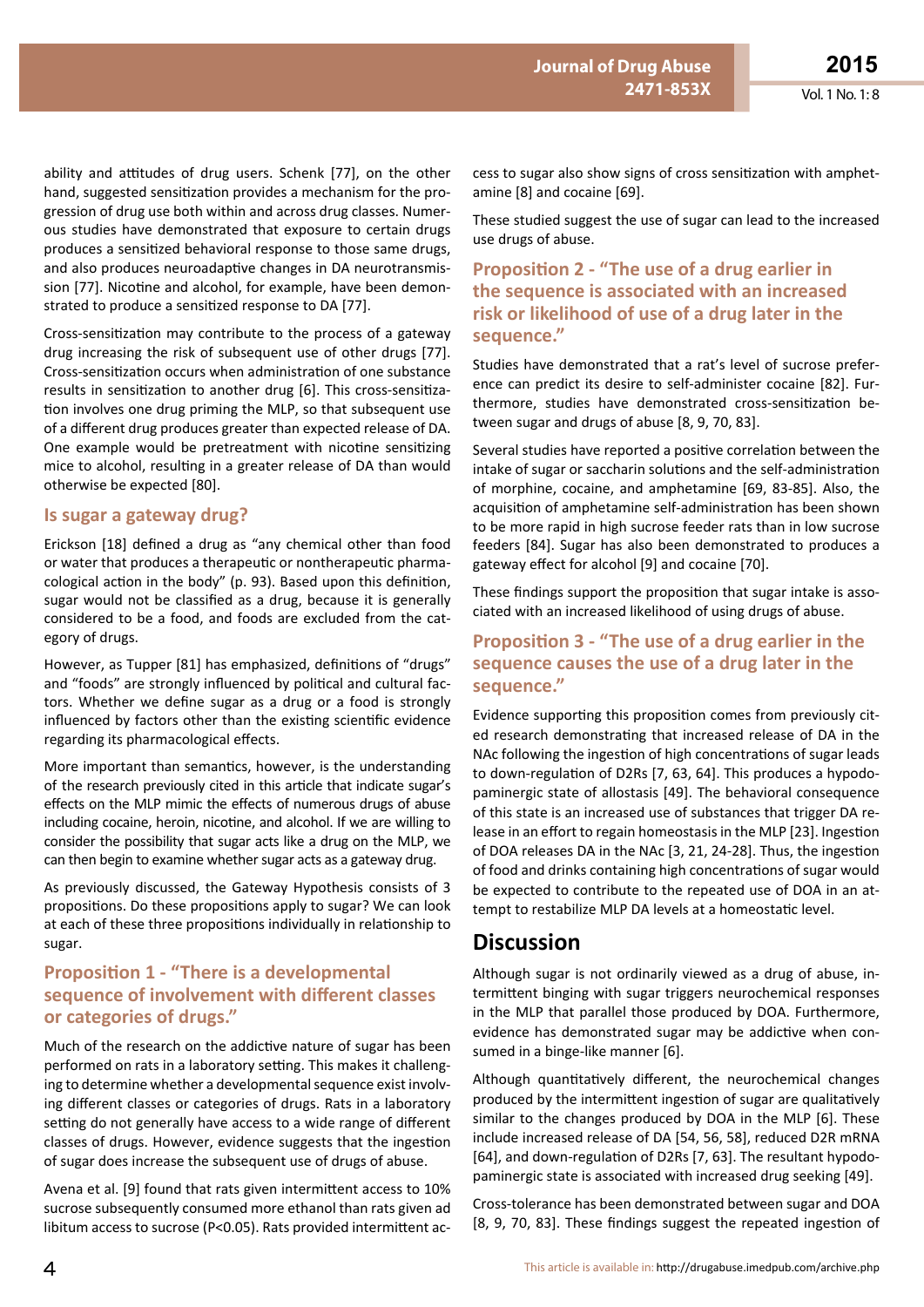ability and attitudes of drug users. Schenk [77], on the other hand, suggested sensitization provides a mechanism for the progression of drug use both within and across drug classes. Numerous studies have demonstrated that exposure to certain drugs produces a sensitized behavioral response to those same drugs, and also produces neuroadaptive changes in DA neurotransmission [77]. Nicotine and alcohol, for example, have been demonstrated to produce a sensitized response to DA [77].

Cross-sensitization may contribute to the process of a gateway drug increasing the risk of subsequent use of other drugs [77]. Cross-sensitization occurs when administration of one substance results in sensitization to another drug [6]. This cross-sensitization involves one drug priming the MLP, so that subsequent use of a different drug produces greater than expected release of DA. One example would be pretreatment with nicotine sensitizing mice to alcohol, resulting in a greater release of DA than would otherwise be expected [80].

## Is sugar a gateway drug?

Erickson [18] defined a drug as "any chemical other than food or water that produces a therapeutic or nontherapeutic pharmacological action in the body" (p. 93). Based upon this definition, sugar would not be classified as a drug, because it is generally considered to be a food, and foods are excluded from the category of drugs.

However, as Tupper [81] has emphasized, definitions of "drugs" and "foods" are strongly influenced by political and cultural factors. Whether we define sugar as a drug or a food is strongly influenced by factors other than the existing scientific evidence regarding its pharmacological effects.

More important than semantics, however, is the understanding of the research previously cited in this article that indicate sugar's effects on the MLP mimic the effects of numerous drugs of abuse including cocaine, heroin, nicotine, and alcohol. If we are willing to consider the possibility that sugar acts like a drug on the MLP, we can then begin to examine whether sugar acts as a gateway drug.

As previously discussed, the Gateway Hypothesis consists of 3 propositions. Do these propositions apply to sugar? We can look at each of these three propositions individually in relationship to sugar.

## Proposition 1 - "There is a developmental sequence of involvement with different classes or categories of drugs."

Much of the research on the addictive nature of sugar has been performed on rats in a laboratory setting. This makes it challenging to determine whether a developmental sequence exist involving different classes or categories of drugs. Rats in a laboratory setting do not generally have access to a wide range of different classes of drugs. However, evidence suggests that the ingestion of sugar does increase the subsequent use of drugs of abuse.

Avena et al. [9] found that rats given intermittent access to 10% sucrose subsequently consumed more ethanol than rats given ad libitum access to sucrose ($P<0.05$). Rats provided intermittent access to sugar also show signs of cross sensitization with amphetamine [8] and cocaine [69].

These studied suggest the use of sugar can lead to the increased use drugs of abuse.

## Proposition 2 - "The use of a drug earlier in the sequence is associated with an increased risk or likelihood of use of a drug later in the sequence."

Studies have demonstrated that a rat's level of sucrose preference can predict its desire to self-administer cocaine [82]. Furthermore, studies have demonstrated cross-sensitization between sugar and drugs of abuse [8, 9, 70, 83].

Several studies have reported a positive correlation between the intake of sugar or saccharin solutions and the self-administration of morphine, cocaine, and amphetamine [69, 83-85]. Also, the acquisition of amphetamine self-administration has been shown to be more rapid in high sucrose feeder rats than in low sucrose feeders [84]. Sugar has also been demonstrated to produces a gateway effect for alcohol [9] and cocaine [70].

These findings support the proposition that sugar intake is associated with an increased likelihood of using drugs of abuse.

## Proposition 3 - "The use of a drug earlier in the sequence causes the use of a drug later in the sequence."

Evidence supporting this proposition comes from previously cited research demonstrating that increased release of DA in the NAc following the ingestion of high concentrations of sugar leads to down-regulation of D2Rs [7, 63, 64]. This produces a hypodopaminergic state of allostasis [49]. The behavioral consequence of this state is an increased use of substances that trigger DA release in an effort to regain homeostasis in the MLP [23]. Ingestion of DOA releases DA in the NAc [3, 21, 24-28]. Thus, the ingestion of food and drinks containing high concentrations of sugar would be expected to contribute to the repeated use of DOA in an attempt to restabilize MLP DA levels at a homeostatic level.

# Discussion

Although sugar is not ordinarily viewed as a drug of abuse, intermittent binging with sugar triggers neurochemical responses in the MLP that parallel those produced by DOA. Furthermore, evidence has demonstrated sugar may be addictive when consumed in a binge-like manner [6].

Although quantitatively different, the neurochemical changes produced by the intermittent ingestion of sugar are qualitatively similar to the changes produced by DOA in the MLP [6]. These include increased release of DA [54, 56, 58], reduced D2R mRNA [64], and down-regulation of D2Rs [7, 63]. The resultant hypodopaminergic state is associated with increased drug seeking [49].

Cross-tolerance has been demonstrated between sugar and DOA [8, 9, 70, 83]. These findings suggest the repeated ingestion of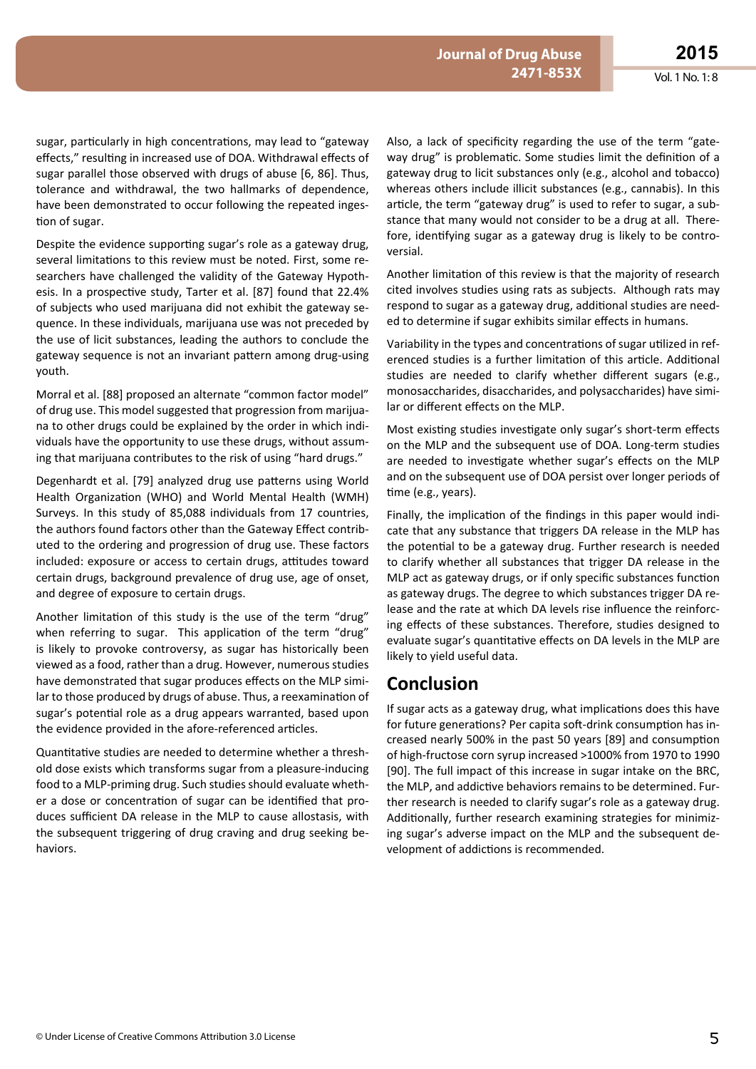sugar, particularly in high concentrations, may lead to "gateway effects," resulting in increased use of DOA. Withdrawal effects of sugar parallel those observed with drugs of abuse [6, 86]. Thus, tolerance and withdrawal, the two hallmarks of dependence, have been demonstrated to occur following the repeated ingestion of sugar.

Despite the evidence supporting sugar's role as a gateway drug, several limitations to this review must be noted. First, some researchers have challenged the validity of the Gateway Hypothesis. In a prospective study, Tarter et al. [87] found that 22.4% of subjects who used marijuana did not exhibit the gateway sequence. In these individuals, marijuana use was not preceded by the use of licit substances, leading the authors to conclude the gateway sequence is not an invariant pattern among drug-using youth.

Morral et al. [88] proposed an alternate "common factor model" of drug use. This model suggested that progression from marijuana to other drugs could be explained by the order in which individuals have the opportunity to use these drugs, without assuming that marijuana contributes to the risk of using "hard drugs."

Degenhardt et al. [79] analyzed drug use patterns using World Health Organization (WHO) and World Mental Health (WMH) Surveys. In this study of 85,088 individuals from 17 countries, the authors found factors other than the Gateway Effect contributed to the ordering and progression of drug use. These factors included: exposure or access to certain drugs, attitudes toward certain drugs, background prevalence of drug use, age of onset, and degree of exposure to certain drugs.

Another limitation of this study is the use of the term "drug" when referring to sugar. This application of the term "drug" is likely to provoke controversy, as sugar has historically been viewed as a food, rather than a drug. However, numerous studies have demonstrated that sugar produces effects on the MLP similar to those produced by drugs of abuse. Thus, a reexamination of sugar's potential role as a drug appears warranted, based upon the evidence provided in the afore-referenced articles.

Quantitative studies are needed to determine whether a threshold dose exists which transforms sugar from a pleasure-inducing food to a MLP-priming drug. Such studies should evaluate whether a dose or concentration of sugar can be identified that produces sufficient DA release in the MLP to cause allostasis, with the subsequent triggering of drug craving and drug seeking behaviors.

Also, a lack of specificity regarding the use of the term "gateway drug" is problematic. Some studies limit the definition of a gateway drug to licit substances only (e.g., alcohol and tobacco) whereas others include illicit substances (e.g., cannabis). In this article, the term "gateway drug" is used to refer to sugar, a substance that many would not consider to be a drug at all. Therefore, identifying sugar as a gateway drug is likely to be controversial.

Another limitation of this review is that the majority of research cited involves studies using rats as subjects. Although rats may respond to sugar as a gateway drug, additional studies are needed to determine if sugar exhibits similar effects in humans.

Variability in the types and concentrations of sugar utilized in referenced studies is a further limitation of this article. Additional studies are needed to clarify whether different sugars (e.g., monosaccharides, disaccharides, and polysaccharides) have similar or different effects on the MLP.

Most existing studies investigate only sugar's short-term effects on the MLP and the subsequent use of DOA. Long-term studies are needed to investigate whether sugar's effects on the MLP and on the subsequent use of DOA persist over longer periods of time (e.g., years).

Finally, the implication of the findings in this paper would indicate that any substance that triggers DA release in the MLP has the potential to be a gateway drug. Further research is needed to clarify whether all substances that trigger DA release in the MLP act as gateway drugs, or if only specific substances function as gateway drugs. The degree to which substances trigger DA release and the rate at which DA levels rise influence the reinforcing effects of these substances. Therefore, studies designed to evaluate sugar's quantitative effects on DA levels in the MLP are likely to yield useful data.

## Conclusion

If sugar acts as a gateway drug, what implications does this have for future generations? Per capita soft-drink consumption has increased nearly 500% in the past 50 years [89] and consumption of high-fructose corn syrup increased >1000% from 1970 to 1990 [90]. The full impact of this increase in sugar intake on the BRC, the MLP, and addictive behaviors remains to be determined. Further research is needed to clarify sugar's role as a gateway drug. Additionally, further research examining strategies for minimizing sugar's adverse impact on the MLP and the subsequent development of addictions is recommended.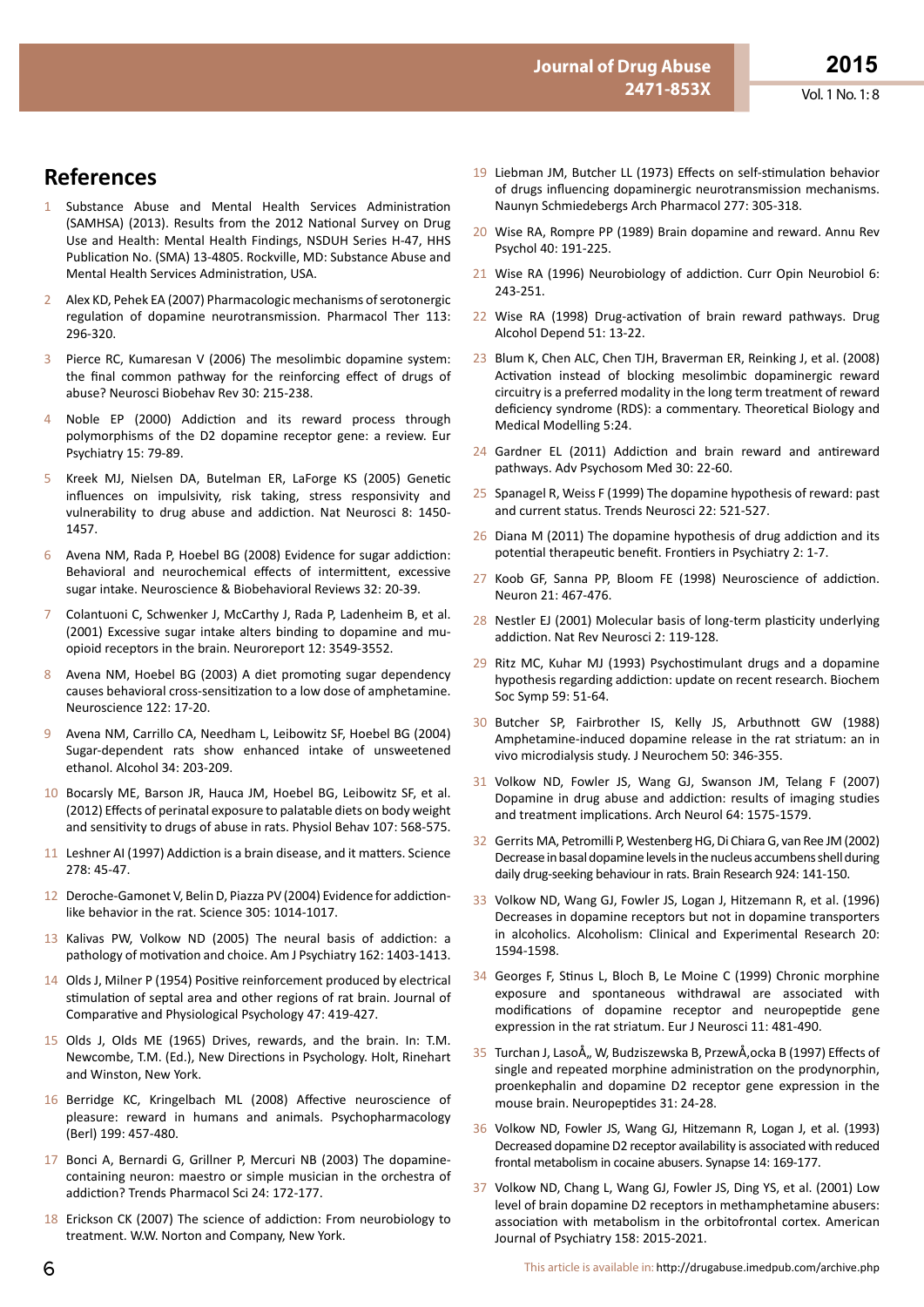## References

1. Substance Abuse and Mental Health Services Administration (SAMHSA) (2013). Results from the 2012 National Survey on Drug Use and Health: Mental Health Findings, NSDUH Series H-47, HHS Publication No. (SMA) 13-4805. Rockville, MD: Substance Abuse and Mental Health Services Administration, USA.
2. Alex KD, Pehek EA (2007) Pharmacologic mechanisms of serotonergic regulation of dopamine neurotransmission. Pharmacol Ther 113: 296-320.
3. Pierce RC, Kumaresan V (2006) The mesolimbic dopamine system: the final common pathway for the reinforcing effect of drugs of abuse? Neurosci Biobehav Rev 30: 215-238.
4. Noble EP (2000) Addiction and its reward process through polymorphisms of the D2 dopamine receptor gene: a review. Eur Psychiatry 15: 79-89.
5. Kreek MJ, Nielsen DA, Butelman ER, LaForge KS (2005) Genetic influences on impulsivity, risk taking, stress responsivity and vulnerability to drug abuse and addiction. Nat Neurosci 8: 1450-1457.
6. Avena NM, Rada P, Hoebel BG (2008) Evidence for sugar addiction: Behavioral and neurochemical effects of intermittent, excessive sugar intake. Neuroscience & Biobehavioral Reviews 32: 20-39.
7. Colantuoni C, Schwenker J, McCarthy J, Rada P, Ladenheim B, et al. (2001) Excessive sugar intake alters binding to dopamine and mu-opioid receptors in the brain. Neuroreport 12: 3549-3552.
8. Avena NM, Hoebel BG (2003) A diet promoting sugar dependency causes behavioral cross-sensitization to a low dose of amphetamine. Neuroscience 122: 17-20.
9. Avena NM, Carrillo CA, Needham L, Leibowitz SF, Hoebel BG (2004) Sugar-dependent rats show enhanced intake of unsweetened ethanol. Alcohol 34: 203-209.
10. Bocarsly ME, Barson JR, Hauca JM, Hoebel BG, Leibowitz SF, et al. (2012) Effects of perinatal exposure to palatable diets on body weight and sensitivity to drugs of abuse in rats. Physiol Behav 107: 568-575.
11. Leshner AI (1997) Addiction is a brain disease, and it matters. Science 278: 45-47.
12. Deroche-Gamonet V, Belin D, Piazza PV (2004) Evidence for addiction-like behavior in the rat. Science 305: 1014-1017.
13. Kalivas PW, Volkow ND (2005) The neural basis of addiction: a pathology of motivation and choice. Am J Psychiatry 162: 1403-1413.
14. Olds J, Milner P (1954) Positive reinforcement produced by electrical stimulation of septal area and other regions of rat brain. Journal of Comparative and Physiological Psychology 47: 419-427.
15. Olds J, Olds ME (1965) Drives, rewards, and the brain. In: T.M. Newcombe, T.M. (Ed.), New Directions in Psychology. Holt, Rinehart and Winston, New York.
16. Berridge KC, Kringelbach ML (2008) Affective neuroscience of pleasure: reward in humans and animals. Psychopharmacology (Berl) 199: 457-480.
17. Bonci A, Bernardi G, Grillner P, Mercuri NB (2003) The dopamine-containing neuron: maestro or simple musician in the orchestra of addiction? Trends Pharmacol Sci 24: 172-177.
18. Erickson CK (2007) The science of addiction: From neurobiology to treatment. W.W. Norton and Company, New York.
19. Liebman JM, Butcher LL (1973) Effects on self-stimulation behavior of drugs influencing dopaminergic neurotransmission mechanisms. Naunyn Schmiedebergs Arch Pharmacol 277: 305-318.
20. Wise RA, Rompre PP (1989) Brain dopamine and reward. Annu Rev Psychol 40: 191-225.
21. Wise RA (1996) Neurobiology of addiction. Curr Opin Neurobiol 6: 243-251.
22. Wise RA (1998) Drug-activation of brain reward pathways. Drug Alcohol Depend 51: 13-22.
23. Blum K, Chen ALC, Chen TJH, Braverman ER, Reinking J, et al. (2008) Activation instead of blocking mesolimbic dopaminergic reward circuitry is a preferred modality in the long term treatment of reward deficiency syndrome (RDS): a commentary. Theoretical Biology and Medical Modelling 5:24.
24. Gardner EL (2011) Addiction and brain reward and antireward pathways. Adv Psychosom Med 30: 22-60.
25. Spanagel R, Weiss F (1999) The dopamine hypothesis of reward: past and current status. Trends Neurosci 22: 521-527.
26. Diana M (2011) The dopamine hypothesis of drug addiction and its potential therapeutic benefit. Frontiers in Psychiatry 2: 1-7.
27. Koob GF, Sanna PP, Bloom FE (1998) Neuroscience of addiction. Neuron 21: 467-476.
28. Nestler EJ (2001) Molecular basis of long-term plasticity underlying addiction. Nat Rev Neurosci 2: 119-128.
29. Ritz MC, Kuhar MJ (1993) Psychostimulant drugs and a dopamine hypothesis regarding addiction: update on recent research. Biochem Soc Symp 59: 51-64.
30. Butcher SP, Fairbrother IS, Kelly JS, Arbuthnott GW (1988) Amphetamine-induced dopamine release in the rat striatum: an in vivo microdialysis study. J Neurochem 50: 346-355.
31. Volkow ND, Fowler JS, Wang GJ, Swanson JM, Telang F (2007) Dopamine in drug abuse and addiction: results of imaging studies and treatment implications. Arch Neurol 64: 1575-1579.
32. Gerrits MA, Petromilli P, Westenberg HG, Di Chiara G, van Ree JM (2002) Decrease in basal dopamine levels in the nucleus accumbens shell during daily drug-seeking behaviour in rats. Brain Research 924: 141-150.
33. Volkow ND, Wang GJ, Fowler JS, Logan J, Hitzemann R, et al. (1996) Decreases in dopamine receptors but not in dopamine transporters in alcoholics. Alcoholism: Clinical and Experimental Research 20: 1594-1598.
34. Georges F, Stinus L, Bloch B, Le Moine C (1999) Chronic morphine exposure and spontaneous withdrawal are associated with modifications of dopamine receptor and neuropeptide gene expression in the rat striatum. Eur J Neurosci 11: 481-490.
35. Turchan J, LasoÅ„ W, Budziszewska B, PrzewÅ‚ocka B (1997) Effects of single and repeated morphine administration on the prodynorphin, proenkephalin and dopamine D2 receptor gene expression in the mouse brain. Neuropeptides 31: 24-28.
36. Volkow ND, Fowler JS, Wang GJ, Hitzemann R, Logan J, et al. (1993) Decreased dopamine D2 receptor availability is associated with reduced frontal metabolism in cocaine abusers. Synapse 14: 169-177.
37. Volkow ND, Chang L, Wang GJ, Fowler JS, Ding YS, et al. (2001) Low level of brain dopamine D2 receptors in methamphetamine abusers: association with metabolism in the orbitofrontal cortex. American Journal of Psychiatry 158: 2015-2021.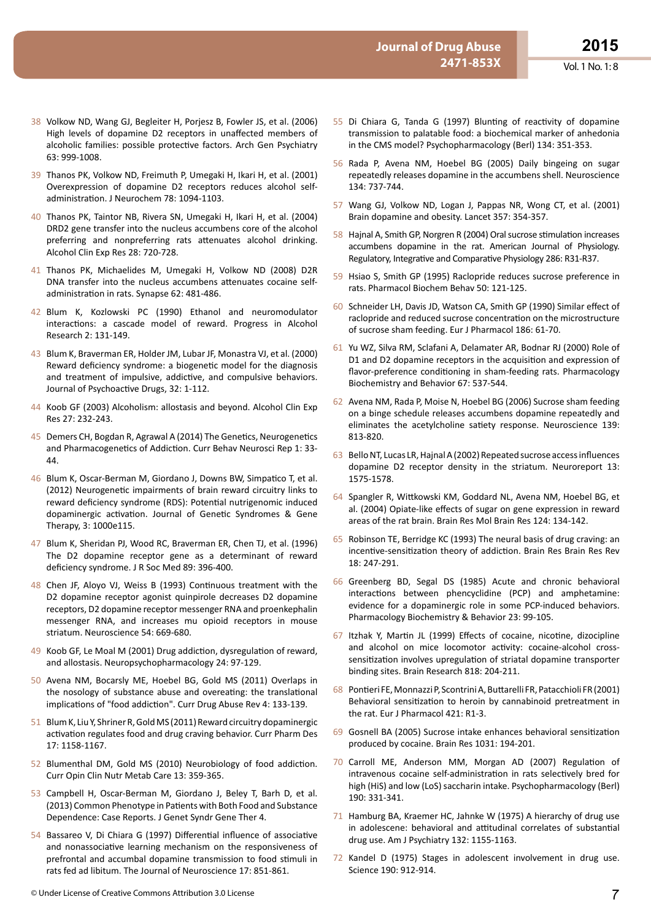38 Volkow ND, Wang GJ, Begleiter H, Porjesz B, Fowler JS, et al. (2006) High levels of dopamine D2 receptors in unaffected members of alcoholic families: possible protective factors. Arch Gen Psychiatry 63: 999-1008.

39 Thanos PK, Volkow ND, Freimuth P, Umegaki H, Ikari H, et al. (2001) Overexpression of dopamine D2 receptors reduces alcohol self-administration. J Neurochem 78: 1094-1103.

40 Thanos PK, Taintor NB, Rivera SN, Umegaki H, Ikari H, et al. (2004) DRD2 gene transfer into the nucleus accumbens core of the alcohol preferring and nonpreferring rats attenuates alcohol drinking. Alcohol Clin Exp Res 28: 720-728.

41 Thanos PK, Michaelides M, Umegaki H, Volkow ND (2008) D2R DNA transfer into the nucleus accumbens attenuates cocaine self-administration in rats. Synapse 62: 481-486.

42 Blum K, Kozlowski PC (1990) Ethanol and neuromodulator interactions: a cascade model of reward. Progress in Alcohol Research 2: 131-149.

43 Blum K, Braverman ER, Holder JM, Lubar JF, Monastra VJ, et al. (2000) Reward deficiency syndrome: a biogenetic model for the diagnosis and treatment of impulsive, addictive, and compulsive behaviors. Journal of Psychoactive Drugs, 32: 1-112.

44 Koob GF (2003) Alcoholism: allostasis and beyond. Alcohol Clin Exp Res 27: 232-243.

45 Demers CH, Bogdan R, Agrawal A (2014) The Genetics, Neurogenetics and Pharmacogenetics of Addiction. Curr Behav Neurosci Rep 1: 33-44.

46 Blum K, Oscar-Berman M, Giordano J, Downs BW, Simpatico T, et al. (2012) Neurogenetic impairments of brain reward circuitry links to reward deficiency syndrome (RDS): Potential nutrigenomic induced dopaminergic activation. Journal of Genetic Syndromes & Gene Therapy, 3: 1000e115.

47 Blum K, Sheridan PJ, Wood RC, Braverman ER, Chen TJ, et al. (1996) The D2 dopamine receptor gene as a determinant of reward deficiency syndrome. J R Soc Med 89: 396-400.

48 Chen JF, Aloyo VJ, Weiss B (1993) Continuous treatment with the D2 dopamine receptor agonist quinpirole decreases D2 dopamine receptors, D2 dopamine receptor messenger RNA and proenkephalin messenger RNA, and increases mu opioid receptors in mouse striatum. Neuroscience 54: 669-680.

49 Koob GF, Le Moal M (2001) Drug addiction, dysregulation of reward, and allostasis. Neuropsychopharmacology 24: 97-129.

50 Avena NM, Bocarsly ME, Hoebel BG, Gold MS (2011) Overlaps in the nosology of substance abuse and overeating: the translational implications of "food addiction". Curr Drug Abuse Rev 4: 133-139.

51 Blum K, Liu Y, Shriner R, Gold MS (2011) Reward circuitry dopaminergic activation regulates food and drug craving behavior. Curr Pharm Des 17: 1158-1167.

52 Blumenthal DM, Gold MS (2010) Neurobiology of food addiction. Curr Opin Clin Nutr Metab Care 13: 359-365.

53 Campbell H, Oscar-Berman M, Giordano J, Beley T, Barh D, et al. (2013) Common Phenotype in Patients with Both Food and Substance Dependence: Case Reports. J Genet Syndr Gene Ther 4.

54 Bassareo V, Di Chiara G (1997) Differential influence of associative and nonassociative learning mechanism on the responsiveness of prefrontal and accumbal dopamine transmission to food stimuli in rats fed ad libitum. The Journal of Neuroscience 17: 851-861.

55 Di Chiara G, Tanda G (1997) Blunting of reactivity of dopamine transmission to palatable food: a biochemical marker of anhedonia in the CMS model? Psychopharmacology (Berl) 134: 351-353.

56 Rada P, Avena NM, Hoebel BG (2005) Daily bingeing on sugar repeatedly releases dopamine in the accumbens shell. Neuroscience 134: 737-744.

57 Wang GJ, Volkow ND, Logan J, Pappas NR, Wong CT, et al. (2001) Brain dopamine and obesity. Lancet 357: 354-357.

58 Hajnal A, Smith GP, Norgren R (2004) Oral sucrose stimulation increases accumbens dopamine in the rat. American Journal of Physiology. Regulatory, Integrative and Comparative Physiology 286: R31-R37.

59 Hsiao S, Smith GP (1995) Raclopride reduces sucrose preference in rats. Pharmacol Biochem Behav 50: 121-125.

60 Schneider LH, Davis JD, Watson CA, Smith GP (1990) Similar effect of raclopride and reduced sucrose concentration on the microstructure of sucrose sham feeding. Eur J Pharmacol 186: 61-70.

61 Yu WZ, Silva RM, Sclafani A, Delamater AR, Bodnar RJ (2000) Role of D1 and D2 dopamine receptors in the acquisition and expression of flavor-preference conditioning in sham-feeding rats. Pharmacology Biochemistry and Behavior 67: 537-544.

62 Avena NM, Rada P, Moise N, Hoebel BG (2006) Sucrose sham feeding on a binge schedule releases accumbens dopamine repeatedly and eliminates the acetylcholine satiety response. Neuroscience 139: 813-820.

63 Bello NT, Lucas LR, Hajnal A (2002) Repeated sucrose access influences dopamine D2 receptor density in the striatum. Neuroreport 13: 1575-1578.

64 Spangler R, Wittkowski KM, Goddard NL, Avena NM, Hoebel BG, et al. (2004) Opiate-like effects of sugar on gene expression in reward areas of the rat brain. Brain Res Mol Brain Res 124: 134-142.

65 Robinson TE, Berridge KC (1993) The neural basis of drug craving: an incentive-sensitization theory of addiction. Brain Res Brain Res Rev 18: 247-291.

66 Greenberg BD, Segal DS (1985) Acute and chronic behavioral interactions between phencyclidine (PCP) and amphetamine: evidence for a dopaminergic role in some PCP-induced behaviors. Pharmacology Biochemistry & Behavior 23: 99-105.

67 Itzhak Y, Martin JL (1999) Effects of cocaine, nicotine, dizocipline and alcohol on mice locomotor activity: cocaine-alcohol cross-sensitization involves upregulation of striatal dopamine transporter binding sites. Brain Research 818: 204-211.

68 Pontieri FE, Monnazzi P, Scontrini A, Buttarelli FR, Patacchioli FR (2001) Behavioral sensitization to heroin by cannabinoid pretreatment in the rat. Eur J Pharmacol 421: R1-3.

69 Gosnell BA (2005) Sucrose intake enhances behavioral sensitization produced by cocaine. Brain Res 1031: 194-201.

70 Carroll ME, Anderson MM, Morgan AD (2007) Regulation of intravenous cocaine self-administration in rats selectively bred for high (HiS) and low (LoS) saccharin intake. Psychopharmacology (Berl) 190: 331-341.

71 Hamburg BA, Kraemer HC, Jahnke W (1975) A hierarchy of drug use in adolescence: behavioral and attitudinal correlates of substantial drug use. Am J Psychiatry 132: 1155-1163.

72 Kandel D (1975) Stages in adolescent involvement in drug use. Science 190: 912-914.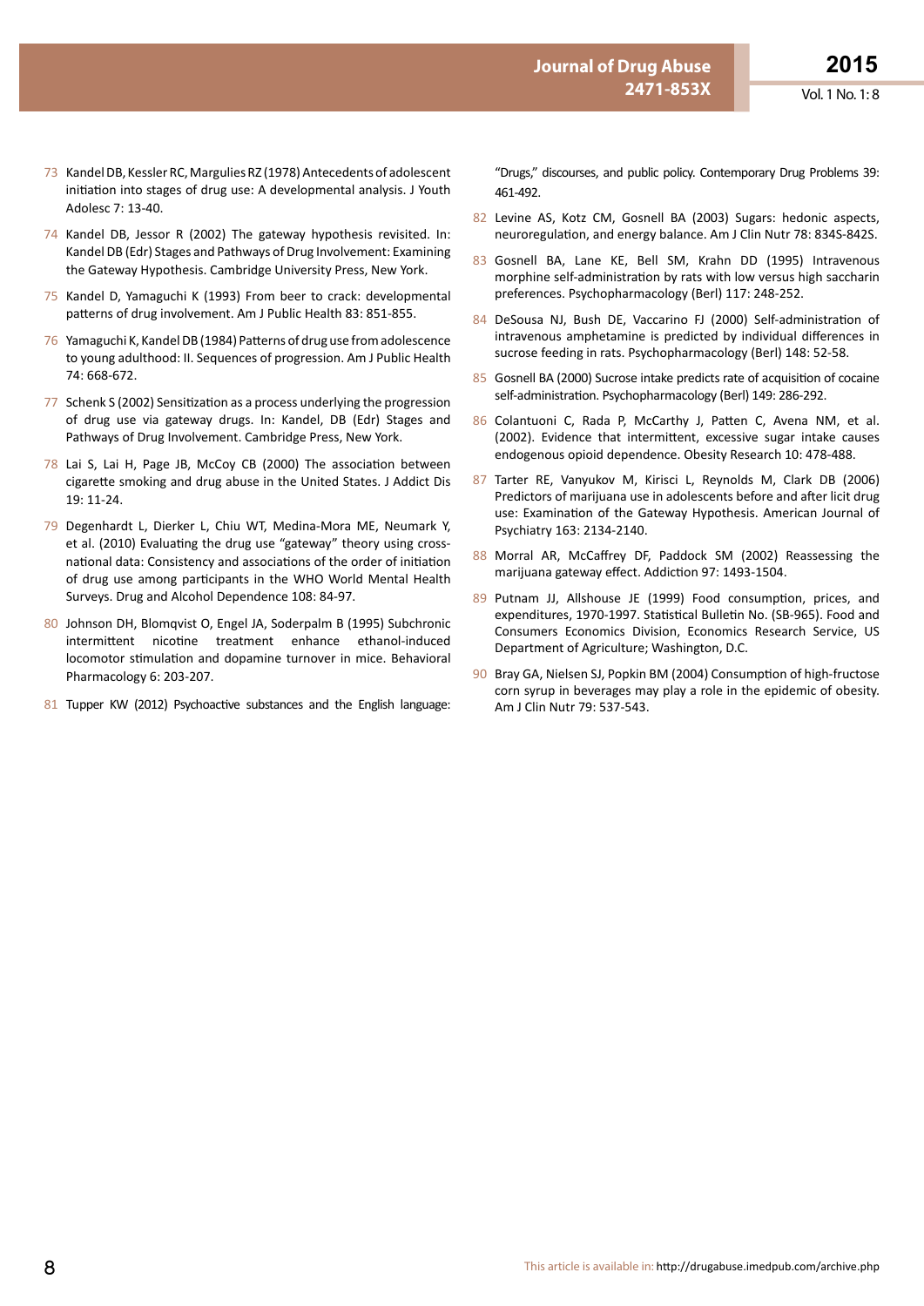73. Kandel DB, Kessler RC, Margulies RZ (1978) Antecedents of adolescent initiation into stages of drug use: A developmental analysis. J Youth Adolesc 7: 13-40.

74. Kandel DB, Jessor R (2002) The gateway hypothesis revisited. In: Kandel DB (Edr) Stages and Pathways of Drug Involvement: Examining the Gateway Hypothesis. Cambridge University Press, New York.

75. Kandel D, Yamaguchi K (1993) From beer to crack: developmental patterns of drug involvement. Am J Public Health 83: 851-855.

76. Yamaguchi K, Kandel DB (1984) Patterns of drug use from adolescence to young adulthood: II. Sequences of progression. Am J Public Health 74: 668-672.

77. Schenk S (2002) Sensitization as a process underlying the progression of drug use via gateway drugs. In: Kandel, DB (Edr) Stages and Pathways of Drug Involvement. Cambridge Press, New York.

78. Lai S, Lai H, Page JB, McCoy CB (2000) The association between cigarette smoking and drug abuse in the United States. J Addict Dis 19: 11-24.

79. Degenhardt L, Dierker L, Chiu WT, Medina-Mora ME, Neumark Y, et al. (2010) Evaluating the drug use "gateway" theory using cross-national data: Consistency and associations of the order of initiation of drug use among participants in the WHO World Mental Health Surveys. Drug and Alcohol Dependence 108: 84-97.

80. Johnson DH, Blomqvist O, Engel JA, Soderpalm B (1995) Subchronic intermittent nicotine treatment enhance ethanol-induced locomotor stimulation and dopamine turnover in mice. Behavioral Pharmacology 6: 203-207.

81. Tupper KW (2012) Psychoactive substances and the English language: "Drugs," discourses, and public policy. Contemporary Drug Problems 39: 461-492.

82. Levine AS, Kotz CM, Gosnell BA (2003) Sugars: hedonic aspects, neuroregulation, and energy balance. Am J Clin Nutr 78: 834S-842S.

83. Gosnell BA, Lane KE, Bell SM, Krahn DD (1995) Intravenous morphine self-administration by rats with low versus high saccharin preferences. Psychopharmacology (Berl) 117: 248-252.

84. DeSousa NJ, Bush DE, Vaccarino FJ (2000) Self-administration of intravenous amphetamine is predicted by individual differences in sucrose feeding in rats. Psychopharmacology (Berl) 148: 52-58.

85. Gosnell BA (2000) Sucrose intake predicts rate of acquisition of cocaine self-administration. Psychopharmacology (Berl) 149: 286-292.

86. Colantuoni C, Rada P, McCarthy J, Patten C, Avena NM, et al. (2002). Evidence that intermittent, excessive sugar intake causes endogenous opioid dependence. Obesity Research 10: 478-488.

87. Tarter RE, Vanyukov M, Kirisci L, Reynolds M, Clark DB (2006) Predictors of marijuana use in adolescents before and after licit drug use: Examination of the Gateway Hypothesis. American Journal of Psychiatry 163: 2134-2140.

88. Morral AR, McCaffrey DF, Paddock SM (2002) Reassessing the marijuana gateway effect. Addiction 97: 1493-1504.

89. Putnam JJ, Allshouse JE (1999) Food consumption, prices, and expenditures, 1970-1997. Statistical Bulletin No. (SB-965). Food and Consumers Economics Division, Economics Research Service, US Department of Agriculture; Washington, D.C.

90. Bray GA, Nielsen SJ, Popkin BM (2004) Consumption of high-fructose corn syrup in beverages may play a role in the epidemic of obesity. Am J Clin Nutr 79: 537-543.